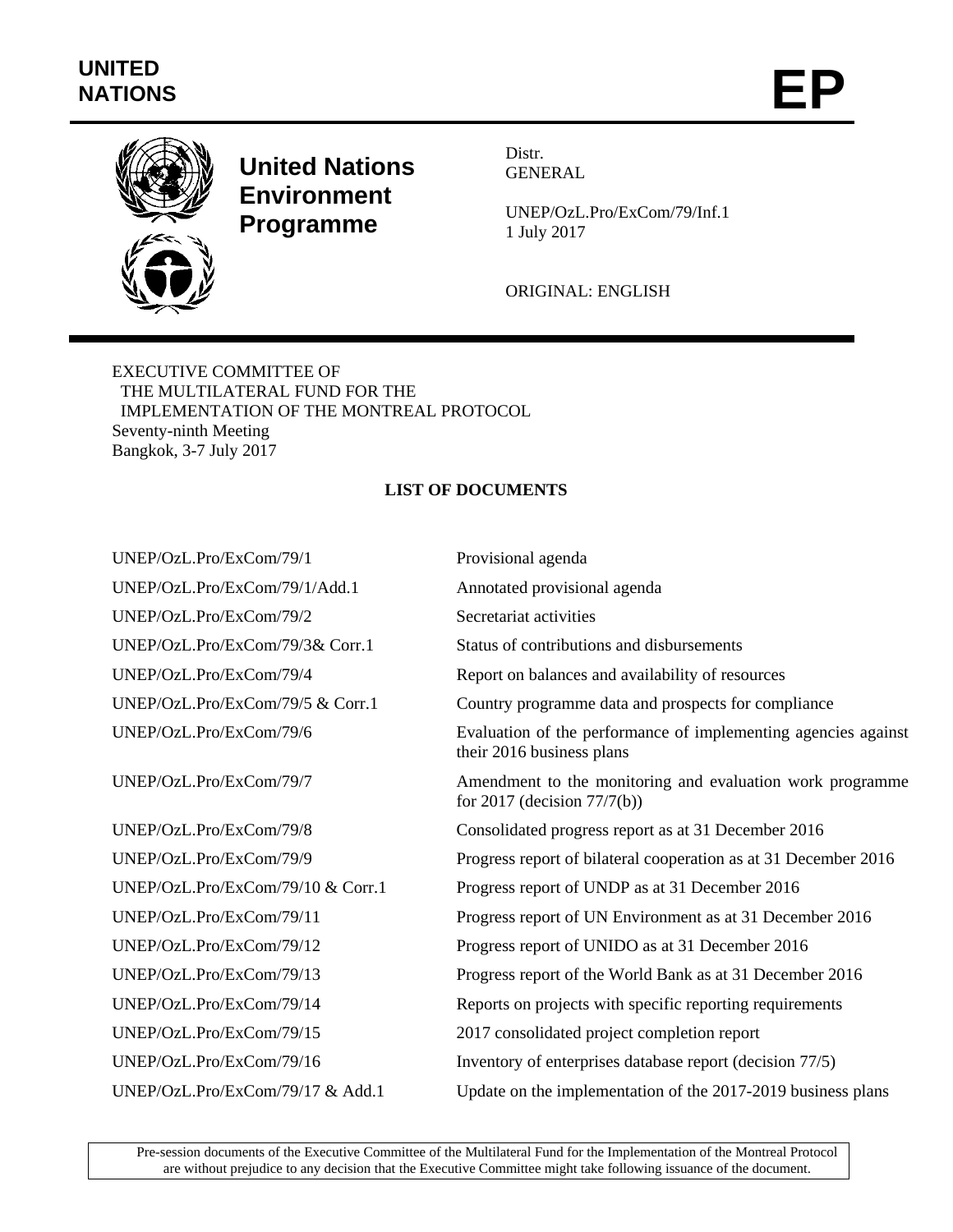**UNITED NATIONS**

# EP

**United Nations Environment Programme**

Distr.
GENERAL

UNEP/OzL.Pro/ExCom/79/Inf.1
1 July 2017

ORIGINAL: ENGLISH

EXECUTIVE COMMITTEE OF
THE MULTILATERAL FUND FOR THE
IMPLEMENTATION OF THE MONTREAL PROTOCOL
Seventy-ninth Meeting
Bangkok, 3-7 July 2017

## LIST OF DOCUMENTS

| | |
|---|---|
| UNEP/OzL.Pro/ExCom/79/1 | Provisional agenda |
| UNEP/OzL.Pro/ExCom/79/1/Add.1 | Annotated provisional agenda |
| UNEP/OzL.Pro/ExCom/79/2 | Secretariat activities |
| UNEP/OzL.Pro/ExCom/79/3& Corr.1 | Status of contributions and disbursements |
| UNEP/OzL.Pro/ExCom/79/4 | Report on balances and availability of resources |
| UNEP/OzL.Pro/ExCom/79/5 & Corr.1 | Country programme data and prospects for compliance |
| UNEP/OzL.Pro/ExCom/79/6 | Evaluation of the performance of implementing agencies against their 2016 business plans |
| UNEP/OzL.Pro/ExCom/79/7 | Amendment to the monitoring and evaluation work programme for 2017 (decision 77/7(b)) |
| UNEP/OzL.Pro/ExCom/79/8 | Consolidated progress report as at 31 December 2016 |
| UNEP/OzL.Pro/ExCom/79/9 | Progress report of bilateral cooperation as at 31 December 2016 |
| UNEP/OzL.Pro/ExCom/79/10 & Corr.1 | Progress report of UNDP as at 31 December 2016 |
| UNEP/OzL.Pro/ExCom/79/11 | Progress report of UN Environment as at 31 December 2016 |
| UNEP/OzL.Pro/ExCom/79/12 | Progress report of UNIDO as at 31 December 2016 |
| UNEP/OzL.Pro/ExCom/79/13 | Progress report of the World Bank as at 31 December 2016 |
| UNEP/OzL.Pro/ExCom/79/14 | Reports on projects with specific reporting requirements |
| UNEP/OzL.Pro/ExCom/79/15 | 2017 consolidated project completion report |
| UNEP/OzL.Pro/ExCom/79/16 | Inventory of enterprises database report (decision 77/5) |
| UNEP/OzL.Pro/ExCom/79/17 & Add.1 | Update on the implementation of the 2017-2019 business plans |

Pre-session documents of the Executive Committee of the Multilateral Fund for the Implementation of the Montreal Protocol are without prejudice to any decision that the Executive Committee might take following issuance of the document.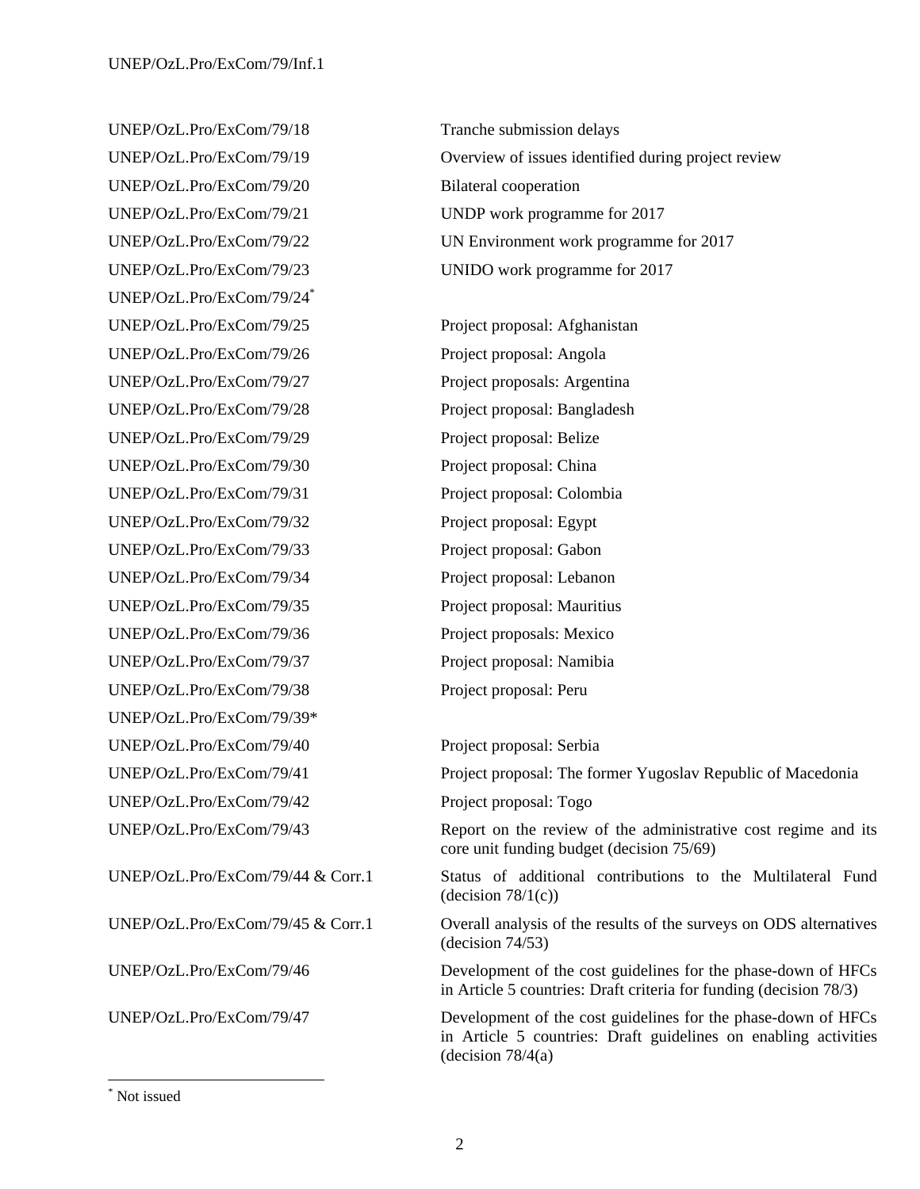| | |
|---|---|
| UNEP/OzL.Pro/ExCom/79/18 | Tranche submission delays |
| UNEP/OzL.Pro/ExCom/79/19 | Overview of issues identified during project review |
| UNEP/OzL.Pro/ExCom/79/20 | Bilateral cooperation |
| UNEP/OzL.Pro/ExCom/79/21 | UNDP work programme for 2017 |
| UNEP/OzL.Pro/ExCom/79/22 | UN Environment work programme for 2017 |
| UNEP/OzL.Pro/ExCom/79/23 | UNIDO work programme for 2017 |
| UNEP/OzL.Pro/ExCom/79/24* | |
| UNEP/OzL.Pro/ExCom/79/25 | Project proposal: Afghanistan |
| UNEP/OzL.Pro/ExCom/79/26 | Project proposal: Angola |
| UNEP/OzL.Pro/ExCom/79/27 | Project proposals: Argentina |
| UNEP/OzL.Pro/ExCom/79/28 | Project proposal: Bangladesh |
| UNEP/OzL.Pro/ExCom/79/29 | Project proposal: Belize |
| UNEP/OzL.Pro/ExCom/79/30 | Project proposal: China |
| UNEP/OzL.Pro/ExCom/79/31 | Project proposal: Colombia |
| UNEP/OzL.Pro/ExCom/79/32 | Project proposal: Egypt |
| UNEP/OzL.Pro/ExCom/79/33 | Project proposal: Gabon |
| UNEP/OzL.Pro/ExCom/79/34 | Project proposal: Lebanon |
| UNEP/OzL.Pro/ExCom/79/35 | Project proposal: Mauritius |
| UNEP/OzL.Pro/ExCom/79/36 | Project proposals: Mexico |
| UNEP/OzL.Pro/ExCom/79/37 | Project proposal: Namibia |
| UNEP/OzL.Pro/ExCom/79/38 | Project proposal: Peru |
| UNEP/OzL.Pro/ExCom/79/39* | |
| UNEP/OzL.Pro/ExCom/79/40 | Project proposal: Serbia |
| UNEP/OzL.Pro/ExCom/79/41 | Project proposal: The former Yugoslav Republic of Macedonia |
| UNEP/OzL.Pro/ExCom/79/42 | Project proposal: Togo |
| UNEP/OzL.Pro/ExCom/79/43 | Report on the review of the administrative cost regime and its core unit funding budget (decision 75/69) |
| UNEP/OzL.Pro/ExCom/79/44 & Corr.1 | Status of additional contributions to the Multilateral Fund (decision 78/1(c)) |
| UNEP/OzL.Pro/ExCom/79/45 & Corr.1 | Overall analysis of the results of the surveys on ODS alternatives (decision 74/53) |
| UNEP/OzL.Pro/ExCom/79/46 | Development of the cost guidelines for the phase-down of HFCs in Article 5 countries: Draft criteria for funding (decision 78/3) |
| UNEP/OzL.Pro/ExCom/79/47 | Development of the cost guidelines for the phase-down of HFCs in Article 5 countries: Draft guidelines on enabling activities (decision 78/4(a) |

* Not issued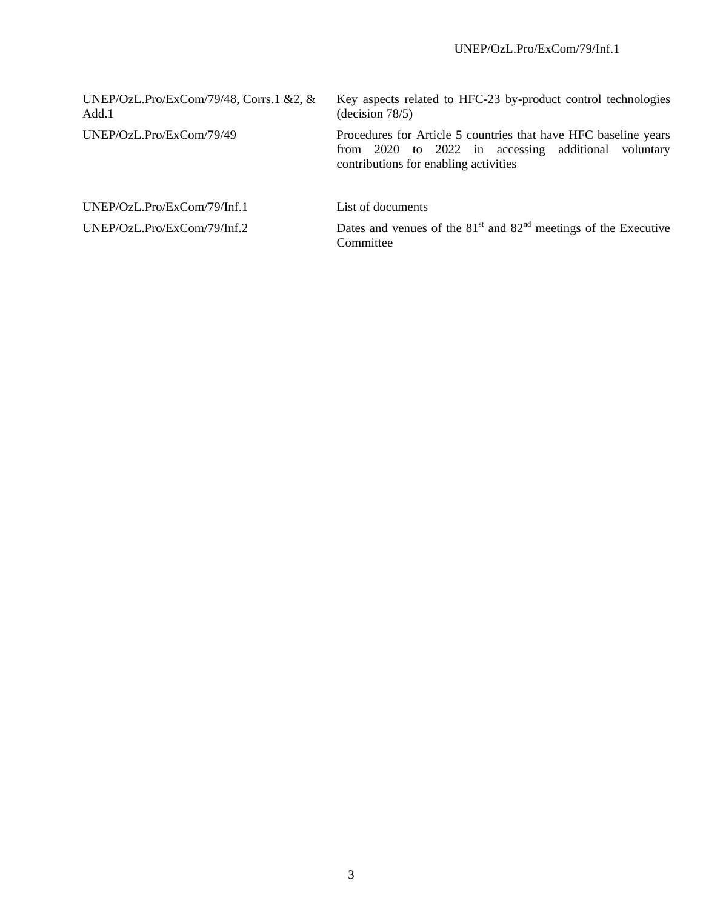| | |
|---|---|
| UNEP/OzL.Pro/ExCom/79/48, Corrs.1 &2, & Add.1 | Key aspects related to HFC-23 by-product control technologies (decision 78/5) |
| UNEP/OzL.Pro/ExCom/79/49 | Procedures for Article 5 countries that have HFC baseline years from 2020 to 2022 in accessing additional voluntary contributions for enabling activities |
| UNEP/OzL.Pro/ExCom/79/Inf.1 | List of documents |
| UNEP/OzL.Pro/ExCom/79/Inf.2 | Dates and venues of the 81st and 82nd meetings of the Executive Committee |